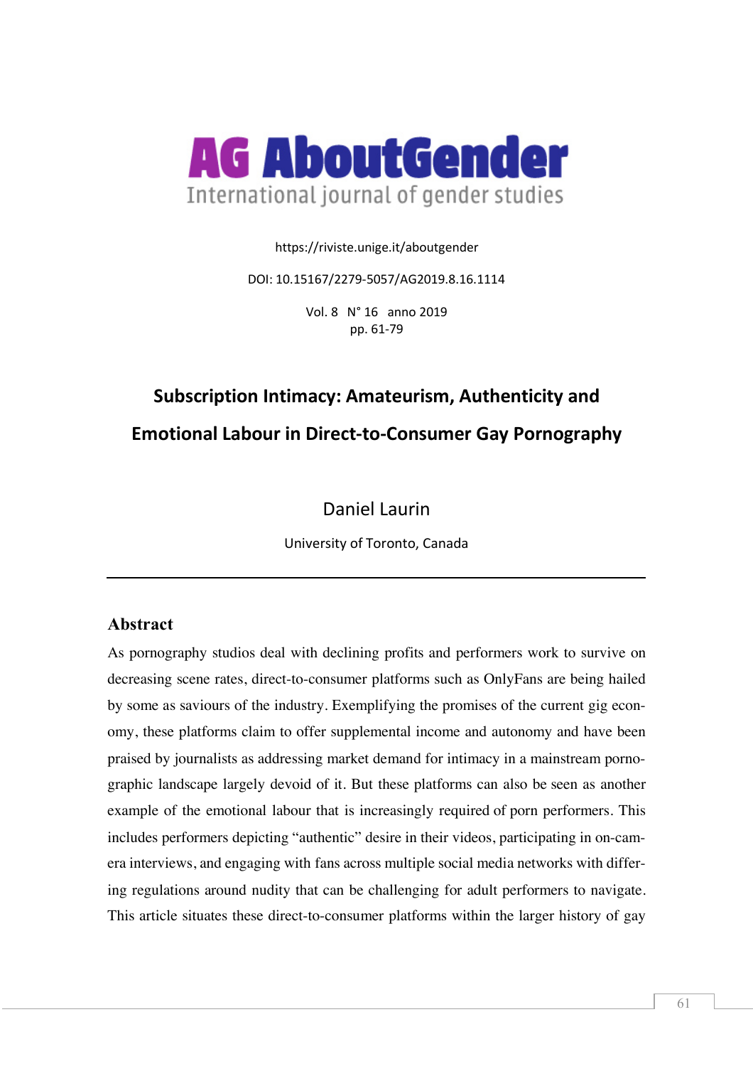AG AboutGender

International journal of gender studies

https://riviste.unige.it/aboutgender

DOI: 10.15167/2279-5057/AG2019.8.16.1114

Vol. 8 N° 16 anno 2019
pp. 61-79

# Subscription Intimacy: Amateurism, Authenticity and Emotional Labour in Direct-to-Consumer Gay Pornography

Daniel Laurin

University of Toronto, Canada

---

## Abstract

As pornography studios deal with declining profits and performers work to survive on decreasing scene rates, direct-to-consumer platforms such as OnlyFans are being hailed by some as saviours of the industry. Exemplifying the promises of the current gig economy, these platforms claim to offer supplemental income and autonomy and have been praised by journalists as addressing market demand for intimacy in a mainstream pornographic landscape largely devoid of it. But these platforms can also be seen as another example of the emotional labour that is increasingly required of porn performers. This includes performers depicting "authentic" desire in their videos, participating in on-camera interviews, and engaging with fans across multiple social media networks with differing regulations around nudity that can be challenging for adult performers to navigate. This article situates these direct-to-consumer platforms within the larger history of gay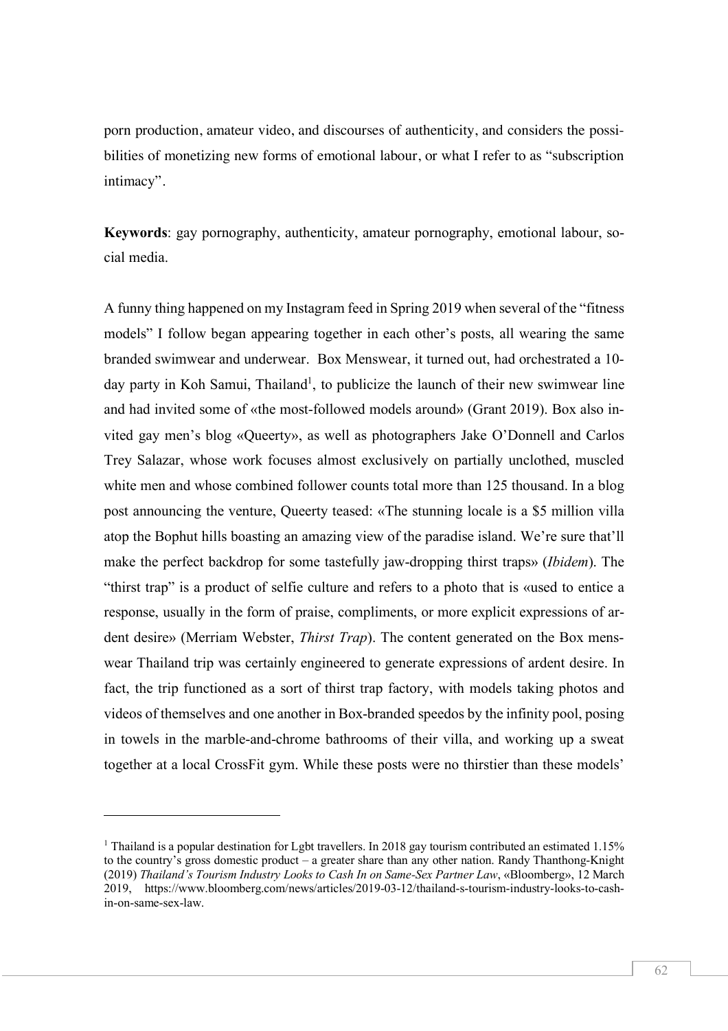porn production, amateur video, and discourses of authenticity, and considers the possibilities of monetizing new forms of emotional labour, or what I refer to as "subscription intimacy".

**Keywords**: gay pornography, authenticity, amateur pornography, emotional labour, social media.

A funny thing happened on my Instagram feed in Spring 2019 when several of the "fitness models" I follow began appearing together in each other's posts, all wearing the same branded swimwear and underwear. Box Menswear, it turned out, had orchestrated a 10-day party in Koh Samui, Thailand[1], to publicize the launch of their new swimwear line and had invited some of «the most-followed models around» (Grant 2019). Box also invited gay men's blog «Queerty», as well as photographers Jake O'Donnell and Carlos Trey Salazar, whose work focuses almost exclusively on partially unclothed, muscled white men and whose combined follower counts total more than 125 thousand. In a blog post announcing the venture, Queerty teased: «The stunning locale is a $5 million villa atop the Bophut hills boasting an amazing view of the paradise island. We're sure that'll make the perfect backdrop for some tastefully jaw-dropping thirst traps» (*Ibidem*). The "thirst trap" is a product of selfie culture and refers to a photo that is «used to entice a response, usually in the form of praise, compliments, or more explicit expressions of ardent desire» (Merriam Webster, *Thirst Trap*). The content generated on the Box menswear Thailand trip was certainly engineered to generate expressions of ardent desire. In fact, the trip functioned as a sort of thirst trap factory, with models taking photos and videos of themselves and one another in Box-branded speedos by the infinity pool, posing in towels in the marble-and-chrome bathrooms of their villa, and working up a sweat together at a local CrossFit gym. While these posts were no thirstier than these models'

---

[1] Thailand is a popular destination for Lgbt travellers. In 2018 gay tourism contributed an estimated 1.15% to the country's gross domestic product – a greater share than any other nation. Randy Thanthong-Knight (2019) *Thailand's Tourism Industry Looks to Cash In on Same-Sex Partner Law*, «Bloomberg», 12 March 2019, https://www.bloomberg.com/news/articles/2019-03-12/thailand-s-tourism-industry-looks-to-cash-in-on-same-sex-law.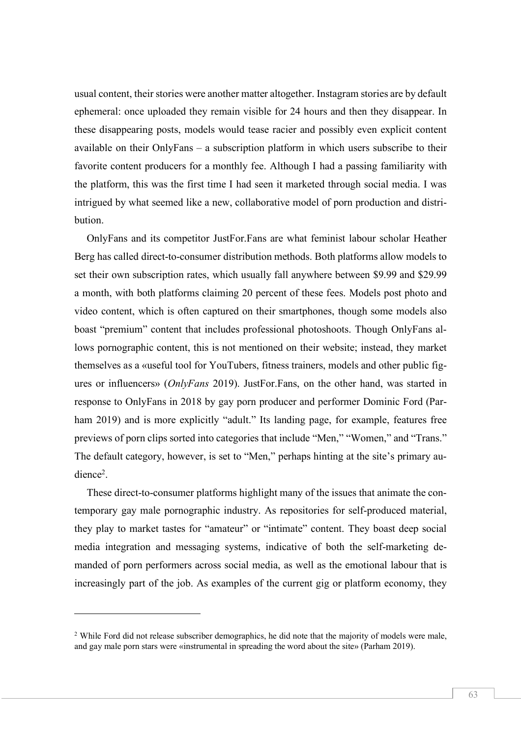usual content, their stories were another matter altogether. Instagram stories are by default ephemeral: once uploaded they remain visible for 24 hours and then they disappear. In these disappearing posts, models would tease racier and possibly even explicit content available on their OnlyFans – a subscription platform in which users subscribe to their favorite content producers for a monthly fee. Although I had a passing familiarity with the platform, this was the first time I had seen it marketed through social media. I was intrigued by what seemed like a new, collaborative model of porn production and distribution.

OnlyFans and its competitor JustFor.Fans are what feminist labour scholar Heather Berg has called direct-to-consumer distribution methods. Both platforms allow models to set their own subscription rates, which usually fall anywhere between $9.99 and $29.99 a month, with both platforms claiming 20 percent of these fees. Models post photo and video content, which is often captured on their smartphones, though some models also boast "premium" content that includes professional photoshoots. Though OnlyFans allows pornographic content, this is not mentioned on their website; instead, they market themselves as a «useful tool for YouTubers, fitness trainers, models and other public figures or influencers» (*OnlyFans* 2019). JustFor.Fans, on the other hand, was started in response to OnlyFans in 2018 by gay porn producer and performer Dominic Ford (Parham 2019) and is more explicitly "adult." Its landing page, for example, features free previews of porn clips sorted into categories that include "Men," "Women," and "Trans." The default category, however, is set to "Men," perhaps hinting at the site's primary audience[2].

These direct-to-consumer platforms highlight many of the issues that animate the contemporary gay male pornographic industry. As repositories for self-produced material, they play to market tastes for "amateur" or "intimate" content. They boast deep social media integration and messaging systems, indicative of both the self-marketing demanded of porn performers across social media, as well as the emotional labour that is increasingly part of the job. As examples of the current gig or platform economy, they

---

[2] While Ford did not release subscriber demographics, he did note that the majority of models were male, and gay male porn stars were «instrumental in spreading the word about the site» (Parham 2019).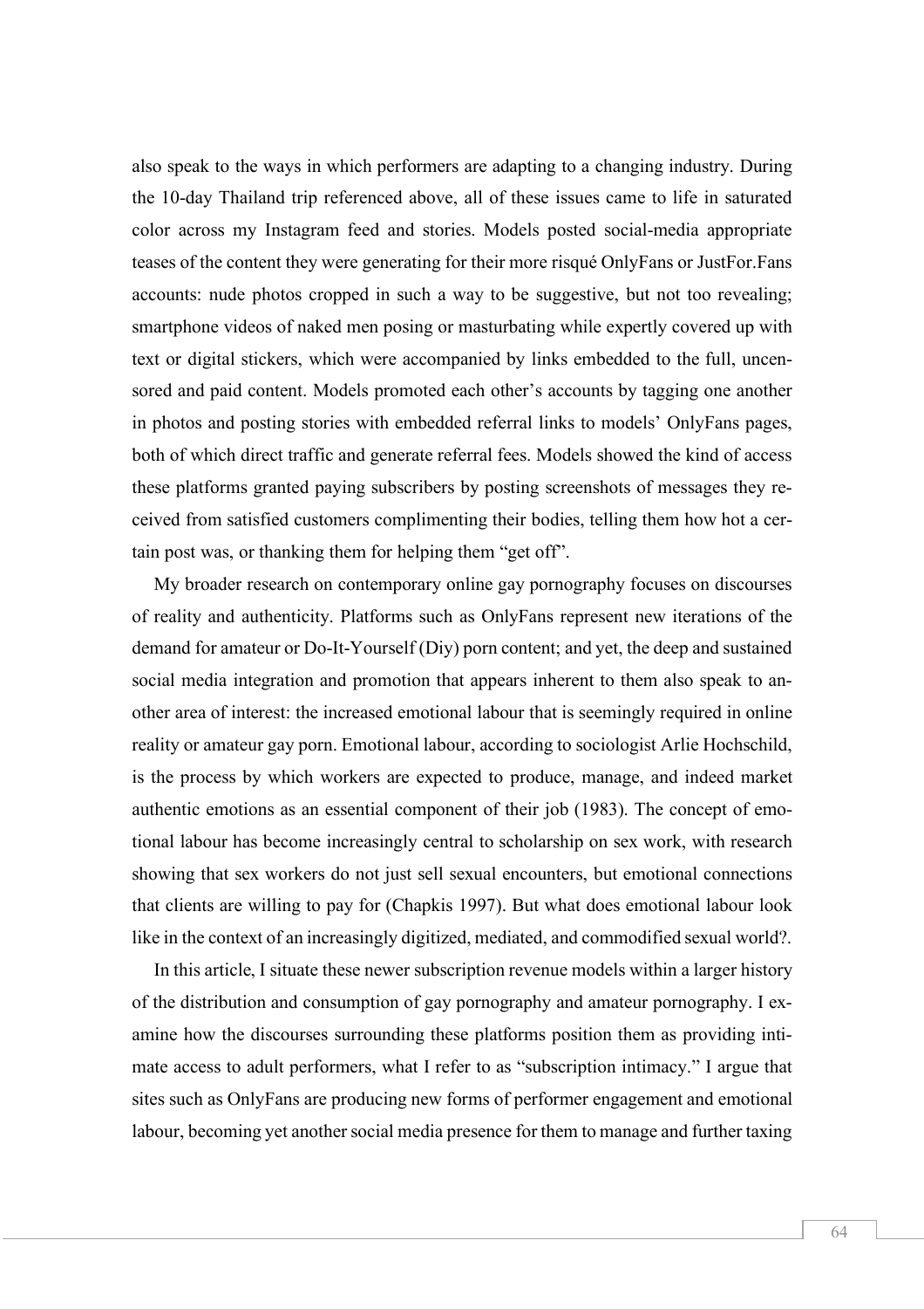also speak to the ways in which performers are adapting to a changing industry. During the 10-day Thailand trip referenced above, all of these issues came to life in saturated color across my Instagram feed and stories. Models posted social-media appropriate teases of the content they were generating for their more risqué OnlyFans or JustFor.Fans accounts: nude photos cropped in such a way to be suggestive, but not too revealing; smartphone videos of naked men posing or masturbating while expertly covered up with text or digital stickers, which were accompanied by links embedded to the full, uncensored and paid content. Models promoted each other's accounts by tagging one another in photos and posting stories with embedded referral links to models' OnlyFans pages, both of which direct traffic and generate referral fees. Models showed the kind of access these platforms granted paying subscribers by posting screenshots of messages they received from satisfied customers complimenting their bodies, telling them how hot a certain post was, or thanking them for helping them "get off".

My broader research on contemporary online gay pornography focuses on discourses of reality and authenticity. Platforms such as OnlyFans represent new iterations of the demand for amateur or Do-It-Yourself (Diy) porn content; and yet, the deep and sustained social media integration and promotion that appears inherent to them also speak to another area of interest: the increased emotional labour that is seemingly required in online reality or amateur gay porn. Emotional labour, according to sociologist Arlie Hochschild, is the process by which workers are expected to produce, manage, and indeed market authentic emotions as an essential component of their job (1983). The concept of emotional labour has become increasingly central to scholarship on sex work, with research showing that sex workers do not just sell sexual encounters, but emotional connections that clients are willing to pay for (Chapkis 1997). But what does emotional labour look like in the context of an increasingly digitized, mediated, and commodified sexual world?.

In this article, I situate these newer subscription revenue models within a larger history of the distribution and consumption of gay pornography and amateur pornography. I examine how the discourses surrounding these platforms position them as providing intimate access to adult performers, what I refer to as "subscription intimacy." I argue that sites such as OnlyFans are producing new forms of performer engagement and emotional labour, becoming yet another social media presence for them to manage and further taxing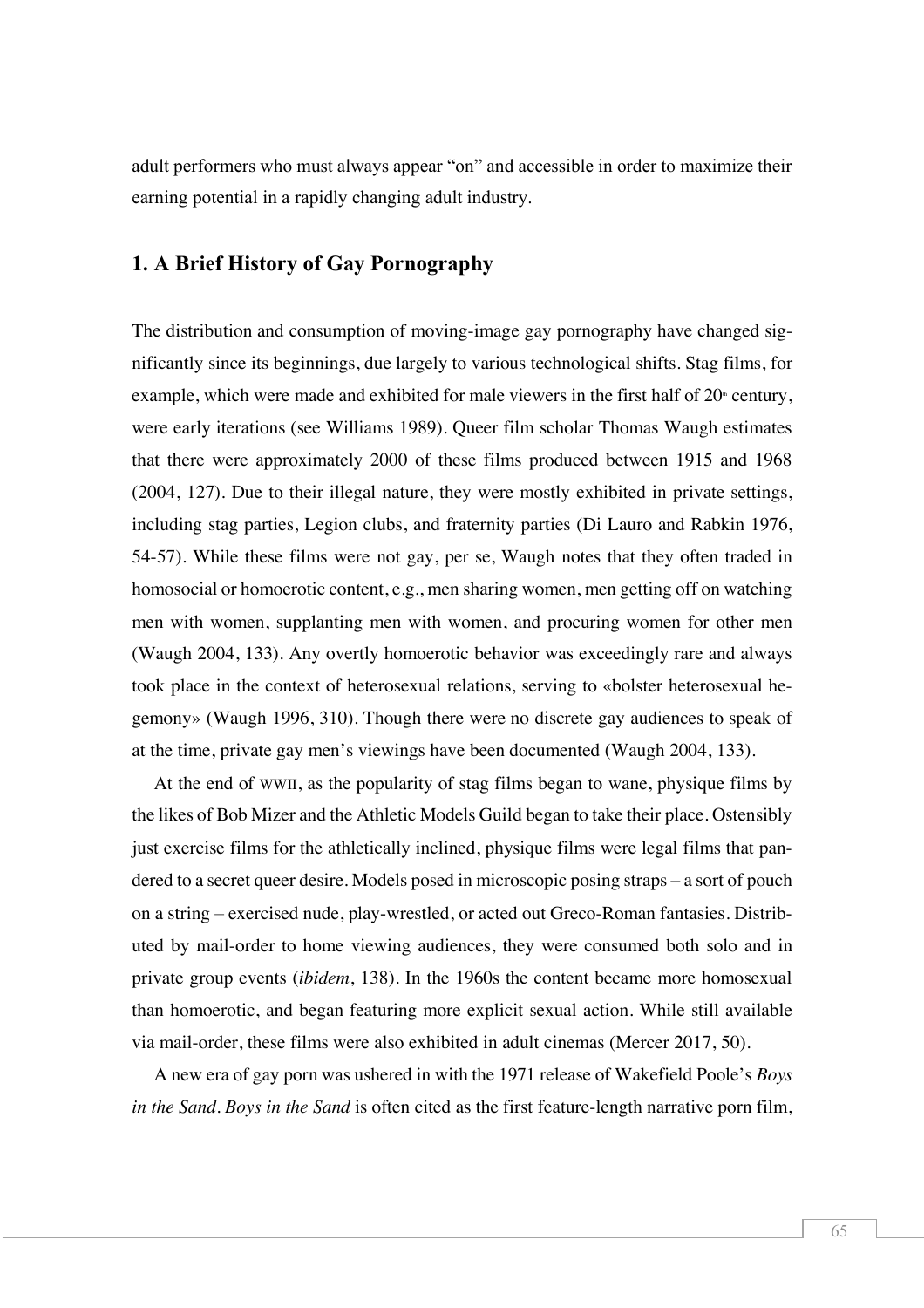adult performers who must always appear "on" and accessible in order to maximize their earning potential in a rapidly changing adult industry.

## 1. A Brief History of Gay Pornography

The distribution and consumption of moving-image gay pornography have changed significantly since its beginnings, due largely to various technological shifts. Stag films, for example, which were made and exhibited for male viewers in the first half of 20th century, were early iterations (see Williams 1989). Queer film scholar Thomas Waugh estimates that there were approximately 2000 of these films produced between 1915 and 1968 (2004, 127). Due to their illegal nature, they were mostly exhibited in private settings, including stag parties, Legion clubs, and fraternity parties (Di Lauro and Rabkin 1976, 54-57). While these films were not gay, per se, Waugh notes that they often traded in homosocial or homoerotic content, e.g., men sharing women, men getting off on watching men with women, supplanting men with women, and procuring women for other men (Waugh 2004, 133). Any overtly homoerotic behavior was exceedingly rare and always took place in the context of heterosexual relations, serving to «bolster heterosexual hegemony» (Waugh 1996, 310). Though there were no discrete gay audiences to speak of at the time, private gay men's viewings have been documented (Waugh 2004, 133).

At the end of WWII, as the popularity of stag films began to wane, physique films by the likes of Bob Mizer and the Athletic Models Guild began to take their place. Ostensibly just exercise films for the athletically inclined, physique films were legal films that pandered to a secret queer desire. Models posed in microscopic posing straps – a sort of pouch on a string – exercised nude, play-wrestled, or acted out Greco-Roman fantasies. Distributed by mail-order to home viewing audiences, they were consumed both solo and in private group events (*ibidem*, 138). In the 1960s the content became more homosexual than homoerotic, and began featuring more explicit sexual action. While still available via mail-order, these films were also exhibited in adult cinemas (Mercer 2017, 50).

A new era of gay porn was ushered in with the 1971 release of Wakefield Poole's *Boys in the Sand*. *Boys in the Sand* is often cited as the first feature-length narrative porn film,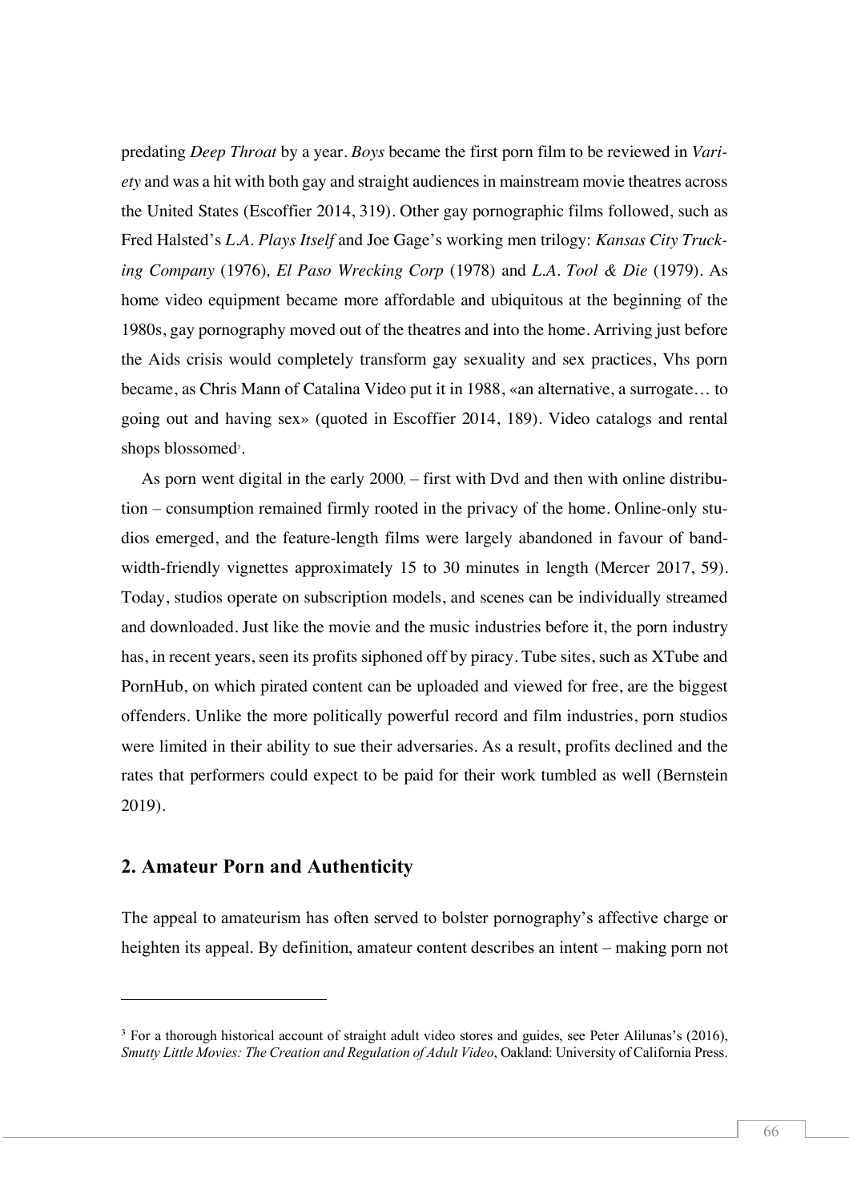predating *Deep Throat* by a year. *Boys* became the first porn film to be reviewed in *Variety* and was a hit with both gay and straight audiences in mainstream movie theatres across the United States (Escoffier 2014, 319). Other gay pornographic films followed, such as Fred Halsted's *L.A. Plays Itself* and Joe Gage's working men trilogy: *Kansas City Trucking Company* (1976), *El Paso Wrecking Corp* (1978) and *L.A. Tool & Die* (1979). As home video equipment became more affordable and ubiquitous at the beginning of the 1980s, gay pornography moved out of the theatres and into the home. Arriving just before the Aids crisis would completely transform gay sexuality and sex practices, Vhs porn became, as Chris Mann of Catalina Video put it in 1988, «an alternative, a surrogate… to going out and having sex» (quoted in Escoffier 2014, 189). Video catalogs and rental shops blossomed[3].

As porn went digital in the early 2000, – first with Dvd and then with online distribution – consumption remained firmly rooted in the privacy of the home. Online-only studios emerged, and the feature-length films were largely abandoned in favour of bandwidth-friendly vignettes approximately 15 to 30 minutes in length (Mercer 2017, 59). Today, studios operate on subscription models, and scenes can be individually streamed and downloaded. Just like the movie and the music industries before it, the porn industry has, in recent years, seen its profits siphoned off by piracy. Tube sites, such as XTube and PornHub, on which pirated content can be uploaded and viewed for free, are the biggest offenders. Unlike the more politically powerful record and film industries, porn studios were limited in their ability to sue their adversaries. As a result, profits declined and the rates that performers could expect to be paid for their work tumbled as well (Bernstein 2019).

## 2. Amateur Porn and Authenticity

The appeal to amateurism has often served to bolster pornography's affective charge or heighten its appeal. By definition, amateur content describes an intent – making porn not

---

[3] For a thorough historical account of straight adult video stores and guides, see Peter Alilunas's (2016), *Smutty Little Movies: The Creation and Regulation of Adult Video*, Oakland: University of California Press.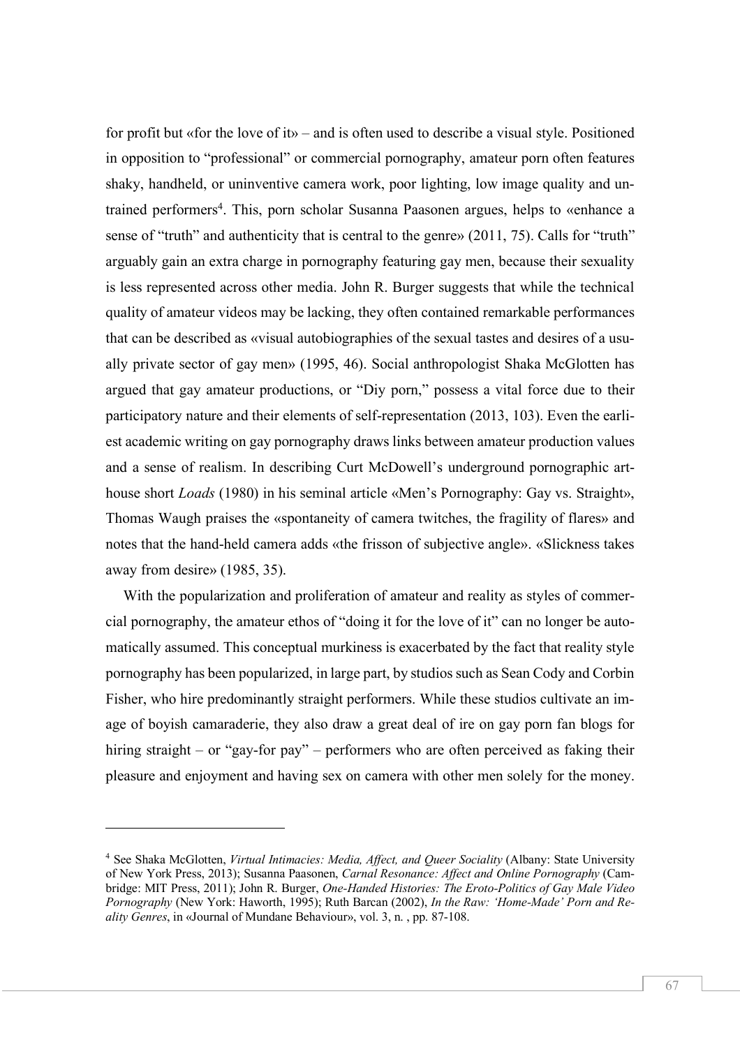for profit but «for the love of it» – and is often used to describe a visual style. Positioned in opposition to "professional" or commercial pornography, amateur porn often features shaky, handheld, or uninventive camera work, poor lighting, low image quality and untrained performers[4]. This, porn scholar Susanna Paasonen argues, helps to «enhance a sense of "truth" and authenticity that is central to the genre» (2011, 75). Calls for "truth" arguably gain an extra charge in pornography featuring gay men, because their sexuality is less represented across other media. John R. Burger suggests that while the technical quality of amateur videos may be lacking, they often contained remarkable performances that can be described as «visual autobiographies of the sexual tastes and desires of a usually private sector of gay men» (1995, 46). Social anthropologist Shaka McGlotten has argued that gay amateur productions, or "Diy porn," possess a vital force due to their participatory nature and their elements of self-representation (2013, 103). Even the earliest academic writing on gay pornography draws links between amateur production values and a sense of realism. In describing Curt McDowell's underground pornographic arthouse short *Loads* (1980) in his seminal article «Men's Pornography: Gay vs. Straight», Thomas Waugh praises the «spontaneity of camera twitches, the fragility of flares» and notes that the hand-held camera adds «the frisson of subjective angle». «Slickness takes away from desire» (1985, 35).

With the popularization and proliferation of amateur and reality as styles of commercial pornography, the amateur ethos of "doing it for the love of it" can no longer be automatically assumed. This conceptual murkiness is exacerbated by the fact that reality style pornography has been popularized, in large part, by studios such as Sean Cody and Corbin Fisher, who hire predominantly straight performers. While these studios cultivate an image of boyish camaraderie, they also draw a great deal of ire on gay porn fan blogs for hiring straight – or "gay-for pay" – performers who are often perceived as faking their pleasure and enjoyment and having sex on camera with other men solely for the money.

---

[4] See Shaka McGlotten, *Virtual Intimacies: Media, Affect, and Queer Sociality* (Albany: State University of New York Press, 2013); Susanna Paasonen, *Carnal Resonance: Affect and Online Pornography* (Cambridge: MIT Press, 2011); John R. Burger, *One-Handed Histories: The Eroto-Politics of Gay Male Video Pornography* (New York: Haworth, 1995); Ruth Barcan (2002), *In the Raw: 'Home-Made' Porn and Reality Genres*, in «Journal of Mundane Behaviour», vol. 3, n. , pp. 87-108.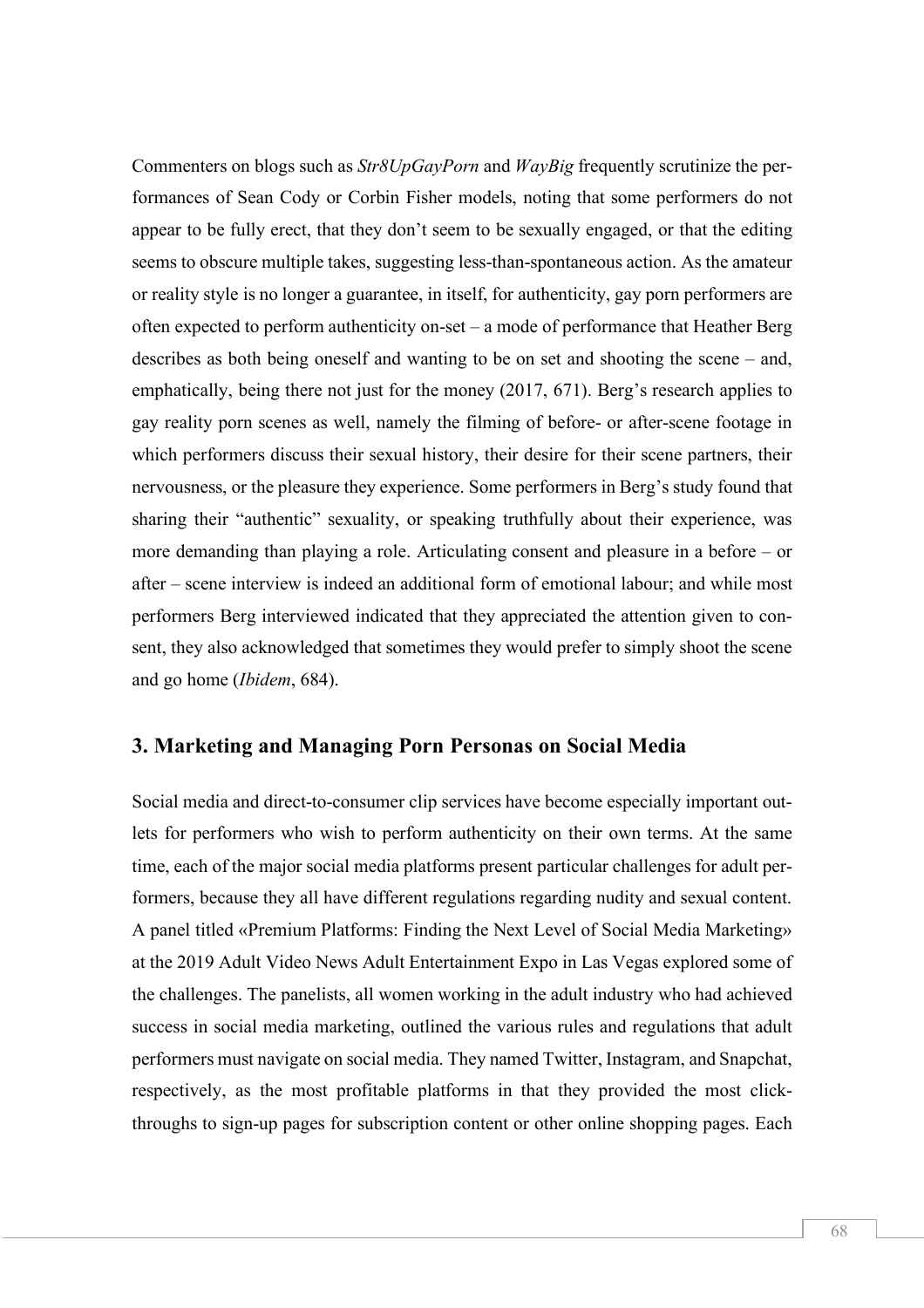Commenters on blogs such as *Str8UpGayPorn* and *WayBig* frequently scrutinize the performances of Sean Cody or Corbin Fisher models, noting that some performers do not appear to be fully erect, that they don't seem to be sexually engaged, or that the editing seems to obscure multiple takes, suggesting less-than-spontaneous action. As the amateur or reality style is no longer a guarantee, in itself, for authenticity, gay porn performers are often expected to perform authenticity on-set – a mode of performance that Heather Berg describes as both being oneself and wanting to be on set and shooting the scene – and, emphatically, being there not just for the money (2017, 671). Berg's research applies to gay reality porn scenes as well, namely the filming of before- or after-scene footage in which performers discuss their sexual history, their desire for their scene partners, their nervousness, or the pleasure they experience. Some performers in Berg's study found that sharing their "authentic" sexuality, or speaking truthfully about their experience, was more demanding than playing a role. Articulating consent and pleasure in a before – or after – scene interview is indeed an additional form of emotional labour; and while most performers Berg interviewed indicated that they appreciated the attention given to consent, they also acknowledged that sometimes they would prefer to simply shoot the scene and go home (*Ibidem*, 684).

## 3. Marketing and Managing Porn Personas on Social Media

Social media and direct-to-consumer clip services have become especially important outlets for performers who wish to perform authenticity on their own terms. At the same time, each of the major social media platforms present particular challenges for adult performers, because they all have different regulations regarding nudity and sexual content. A panel titled «Premium Platforms: Finding the Next Level of Social Media Marketing» at the 2019 Adult Video News Adult Entertainment Expo in Las Vegas explored some of the challenges. The panelists, all women working in the adult industry who had achieved success in social media marketing, outlined the various rules and regulations that adult performers must navigate on social media. They named Twitter, Instagram, and Snapchat, respectively, as the most profitable platforms in that they provided the most click-throughs to sign-up pages for subscription content or other online shopping pages. Each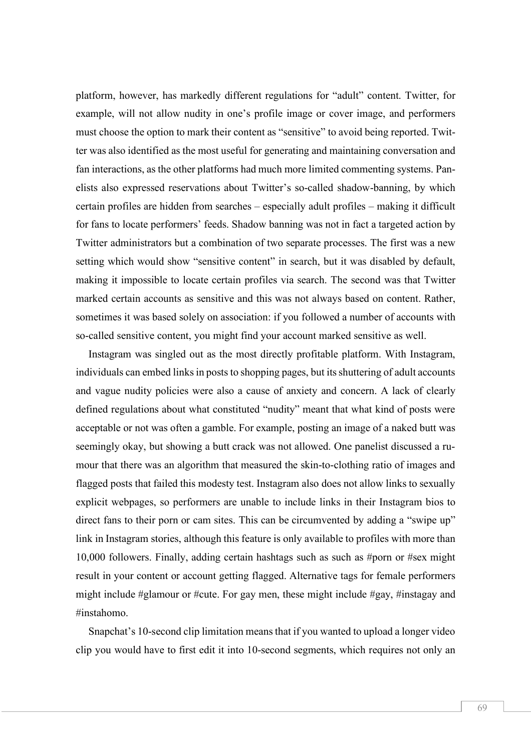platform, however, has markedly different regulations for "adult" content. Twitter, for example, will not allow nudity in one's profile image or cover image, and performers must choose the option to mark their content as "sensitive" to avoid being reported. Twitter was also identified as the most useful for generating and maintaining conversation and fan interactions, as the other platforms had much more limited commenting systems. Panelists also expressed reservations about Twitter's so-called shadow-banning, by which certain profiles are hidden from searches – especially adult profiles – making it difficult for fans to locate performers' feeds. Shadow banning was not in fact a targeted action by Twitter administrators but a combination of two separate processes. The first was a new setting which would show "sensitive content" in search, but it was disabled by default, making it impossible to locate certain profiles via search. The second was that Twitter marked certain accounts as sensitive and this was not always based on content. Rather, sometimes it was based solely on association: if you followed a number of accounts with so-called sensitive content, you might find your account marked sensitive as well.

Instagram was singled out as the most directly profitable platform. With Instagram, individuals can embed links in posts to shopping pages, but its shuttering of adult accounts and vague nudity policies were also a cause of anxiety and concern. A lack of clearly defined regulations about what constituted "nudity" meant that what kind of posts were acceptable or not was often a gamble. For example, posting an image of a naked butt was seemingly okay, but showing a butt crack was not allowed. One panelist discussed a rumour that there was an algorithm that measured the skin-to-clothing ratio of images and flagged posts that failed this modesty test. Instagram also does not allow links to sexually explicit webpages, so performers are unable to include links in their Instagram bios to direct fans to their porn or cam sites. This can be circumvented by adding a "swipe up" link in Instagram stories, although this feature is only available to profiles with more than 10,000 followers. Finally, adding certain hashtags such as such as #porn or #sex might result in your content or account getting flagged. Alternative tags for female performers might include #glamour or #cute. For gay men, these might include #gay, #instagay and #instahomo.

Snapchat's 10-second clip limitation means that if you wanted to upload a longer video clip you would have to first edit it into 10-second segments, which requires not only an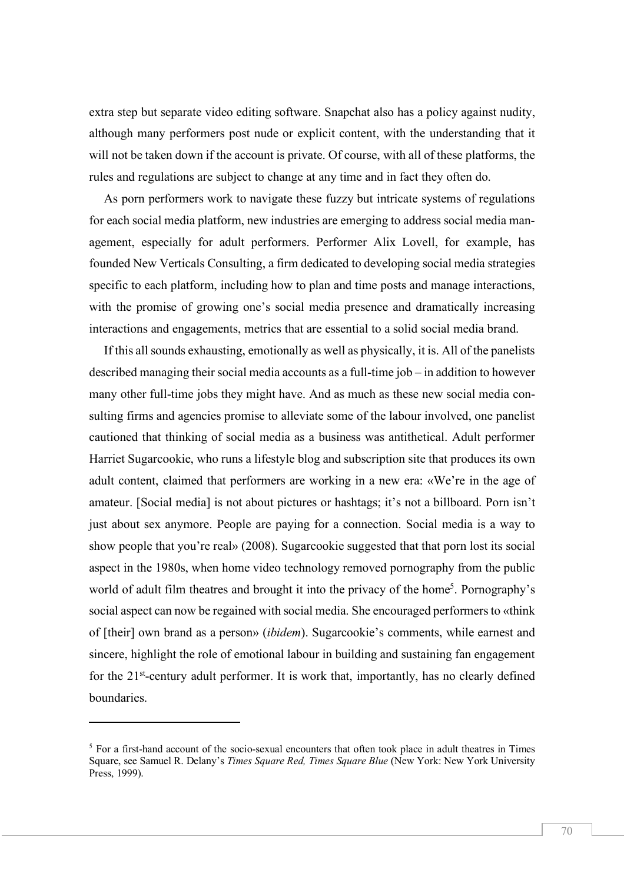extra step but separate video editing software. Snapchat also has a policy against nudity, although many performers post nude or explicit content, with the understanding that it will not be taken down if the account is private. Of course, with all of these platforms, the rules and regulations are subject to change at any time and in fact they often do.

As porn performers work to navigate these fuzzy but intricate systems of regulations for each social media platform, new industries are emerging to address social media management, especially for adult performers. Performer Alix Lovell, for example, has founded New Verticals Consulting, a firm dedicated to developing social media strategies specific to each platform, including how to plan and time posts and manage interactions, with the promise of growing one's social media presence and dramatically increasing interactions and engagements, metrics that are essential to a solid social media brand.

If this all sounds exhausting, emotionally as well as physically, it is. All of the panelists described managing their social media accounts as a full-time job – in addition to however many other full-time jobs they might have. And as much as these new social media consulting firms and agencies promise to alleviate some of the labour involved, one panelist cautioned that thinking of social media as a business was antithetical. Adult performer Harriet Sugarcookie, who runs a lifestyle blog and subscription site that produces its own adult content, claimed that performers are working in a new era: «We're in the age of amateur. [Social media] is not about pictures or hashtags; it's not a billboard. Porn isn't just about sex anymore. People are paying for a connection. Social media is a way to show people that you're real» (2008). Sugarcookie suggested that that porn lost its social aspect in the 1980s, when home video technology removed pornography from the public world of adult film theatres and brought it into the privacy of the home[5]. Pornography's social aspect can now be regained with social media. She encouraged performers to «think of [their] own brand as a person» (*ibidem*). Sugarcookie's comments, while earnest and sincere, highlight the role of emotional labour in building and sustaining fan engagement for the 21st-century adult performer. It is work that, importantly, has no clearly defined boundaries.

---

[5] For a first-hand account of the socio-sexual encounters that often took place in adult theatres in Times Square, see Samuel R. Delany's *Times Square Red, Times Square Blue* (New York: New York University Press, 1999).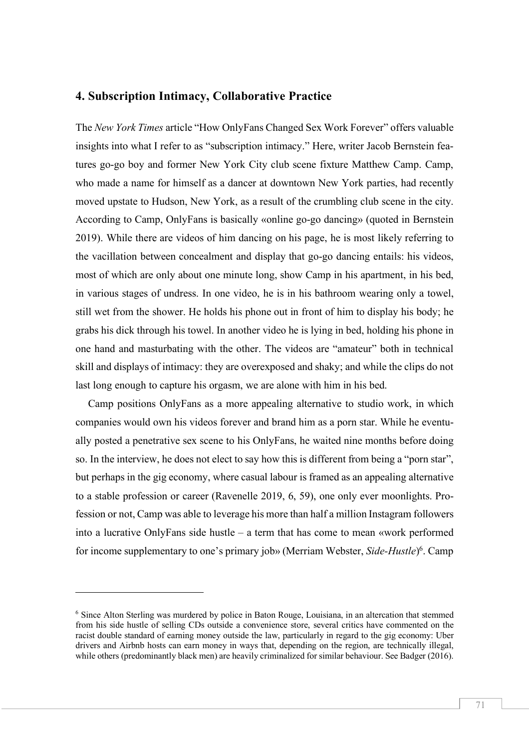## 4. Subscription Intimacy, Collaborative Practice

The *New York Times* article "How OnlyFans Changed Sex Work Forever" offers valuable insights into what I refer to as "subscription intimacy." Here, writer Jacob Bernstein features go-go boy and former New York City club scene fixture Matthew Camp. Camp, who made a name for himself as a dancer at downtown New York parties, had recently moved upstate to Hudson, New York, as a result of the crumbling club scene in the city. According to Camp, OnlyFans is basically «online go-go dancing» (quoted in Bernstein 2019). While there are videos of him dancing on his page, he is most likely referring to the vacillation between concealment and display that go-go dancing entails: his videos, most of which are only about one minute long, show Camp in his apartment, in his bed, in various stages of undress. In one video, he is in his bathroom wearing only a towel, still wet from the shower. He holds his phone out in front of him to display his body; he grabs his dick through his towel. In another video he is lying in bed, holding his phone in one hand and masturbating with the other. The videos are "amateur" both in technical skill and displays of intimacy: they are overexposed and shaky; and while the clips do not last long enough to capture his orgasm, we are alone with him in his bed.

Camp positions OnlyFans as a more appealing alternative to studio work, in which companies would own his videos forever and brand him as a porn star. While he eventually posted a penetrative sex scene to his OnlyFans, he waited nine months before doing so. In the interview, he does not elect to say how this is different from being a "porn star", but perhaps in the gig economy, where casual labour is framed as an appealing alternative to a stable profession or career (Ravenelle 2019, 6, 59), one only ever moonlights. Profession or not, Camp was able to leverage his more than half a million Instagram followers into a lucrative OnlyFans side hustle – a term that has come to mean «work performed for income supplementary to one's primary job» (Merriam Webster, *Side-Hustle*)[6]. Camp

[6] Since Alton Sterling was murdered by police in Baton Rouge, Louisiana, in an altercation that stemmed from his side hustle of selling CDs outside a convenience store, several critics have commented on the racist double standard of earning money outside the law, particularly in regard to the gig economy: Uber drivers and Airbnb hosts can earn money in ways that, depending on the region, are technically illegal, while others (predominantly black men) are heavily criminalized for similar behaviour. See Badger (2016).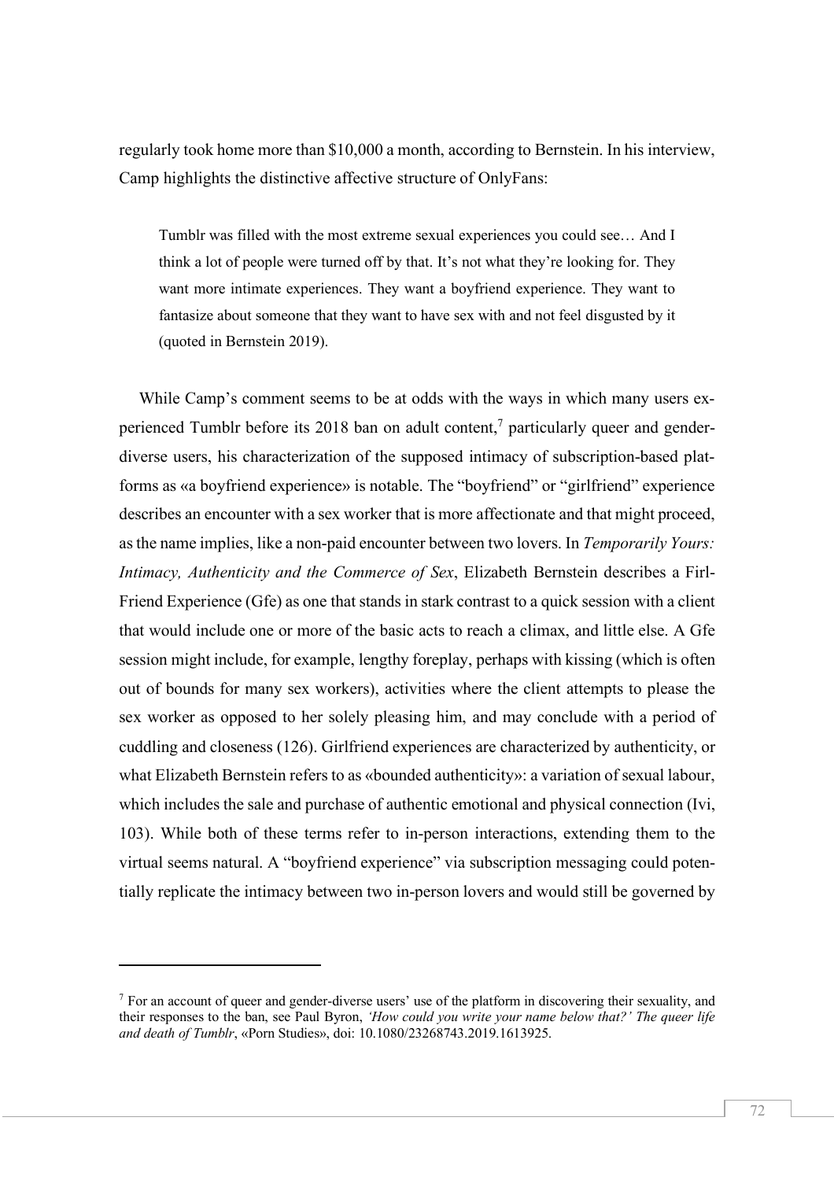regularly took home more than $10,000 a month, according to Bernstein. In his interview, Camp highlights the distinctive affective structure of OnlyFans:

> Tumblr was filled with the most extreme sexual experiences you could see… And I think a lot of people were turned off by that. It's not what they're looking for. They want more intimate experiences. They want a boyfriend experience. They want to fantasize about someone that they want to have sex with and not feel disgusted by it (quoted in Bernstein 2019).

While Camp's comment seems to be at odds with the ways in which many users experienced Tumblr before its 2018 ban on adult content,[7] particularly queer and gender-diverse users, his characterization of the supposed intimacy of subscription-based platforms as «a boyfriend experience» is notable. The "boyfriend" or "girlfriend" experience describes an encounter with a sex worker that is more affectionate and that might proceed, as the name implies, like a non-paid encounter between two lovers. In *Temporarily Yours: Intimacy, Authenticity and the Commerce of Sex*, Elizabeth Bernstein describes a Firl-Friend Experience (Gfe) as one that stands in stark contrast to a quick session with a client that would include one or more of the basic acts to reach a climax, and little else. A Gfe session might include, for example, lengthy foreplay, perhaps with kissing (which is often out of bounds for many sex workers), activities where the client attempts to please the sex worker as opposed to her solely pleasing him, and may conclude with a period of cuddling and closeness (126). Girlfriend experiences are characterized by authenticity, or what Elizabeth Bernstein refers to as «bounded authenticity»: a variation of sexual labour, which includes the sale and purchase of authentic emotional and physical connection (Ivi, 103). While both of these terms refer to in-person interactions, extending them to the virtual seems natural. A "boyfriend experience" via subscription messaging could potentially replicate the intimacy between two in-person lovers and would still be governed by

[7] For an account of queer and gender-diverse users' use of the platform in discovering their sexuality, and their responses to the ban, see Paul Byron, *'How could you write your name below that?' The queer life and death of Tumblr*, «Porn Studies», doi: 10.1080/23268743.2019.1613925.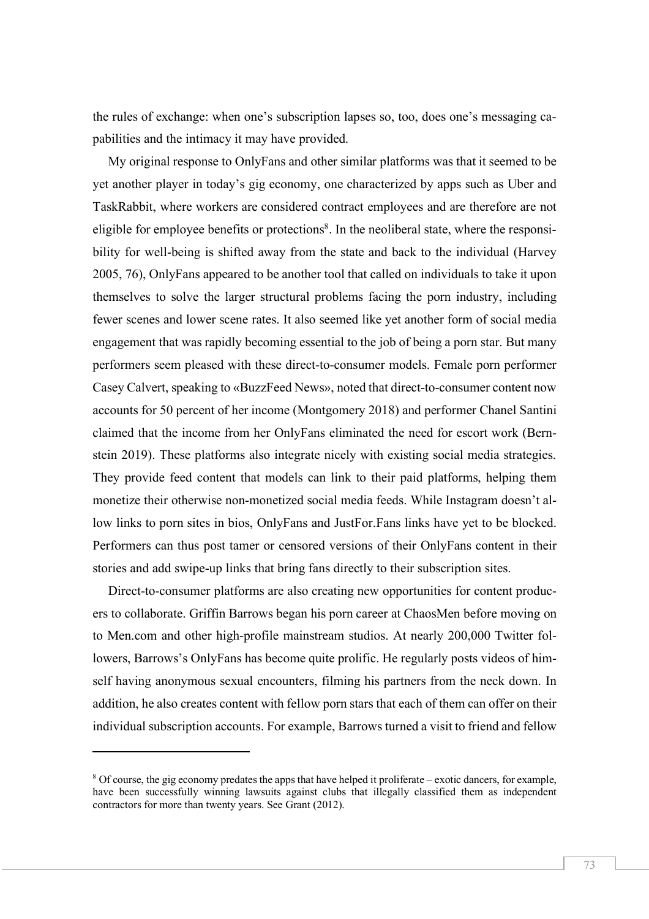the rules of exchange: when one's subscription lapses so, too, does one's messaging capabilities and the intimacy it may have provided.

My original response to OnlyFans and other similar platforms was that it seemed to be yet another player in today's gig economy, one characterized by apps such as Uber and TaskRabbit, where workers are considered contract employees and are therefore are not eligible for employee benefits or protections[8]. In the neoliberal state, where the responsibility for well-being is shifted away from the state and back to the individual (Harvey 2005, 76), OnlyFans appeared to be another tool that called on individuals to take it upon themselves to solve the larger structural problems facing the porn industry, including fewer scenes and lower scene rates. It also seemed like yet another form of social media engagement that was rapidly becoming essential to the job of being a porn star. But many performers seem pleased with these direct-to-consumer models. Female porn performer Casey Calvert, speaking to «BuzzFeed News», noted that direct-to-consumer content now accounts for 50 percent of her income (Montgomery 2018) and performer Chanel Santini claimed that the income from her OnlyFans eliminated the need for escort work (Bernstein 2019). These platforms also integrate nicely with existing social media strategies. They provide feed content that models can link to their paid platforms, helping them monetize their otherwise non-monetized social media feeds. While Instagram doesn't allow links to porn sites in bios, OnlyFans and JustFor.Fans links have yet to be blocked. Performers can thus post tamer or censored versions of their OnlyFans content in their stories and add swipe-up links that bring fans directly to their subscription sites.

Direct-to-consumer platforms are also creating new opportunities for content producers to collaborate. Griffin Barrows began his porn career at ChaosMen before moving on to Men.com and other high-profile mainstream studios. At nearly 200,000 Twitter followers, Barrows's OnlyFans has become quite prolific. He regularly posts videos of himself having anonymous sexual encounters, filming his partners from the neck down. In addition, he also creates content with fellow porn stars that each of them can offer on their individual subscription accounts. For example, Barrows turned a visit to friend and fellow

---

[8] Of course, the gig economy predates the apps that have helped it proliferate – exotic dancers, for example, have been successfully winning lawsuits against clubs that illegally classified them as independent contractors for more than twenty years. See Grant (2012).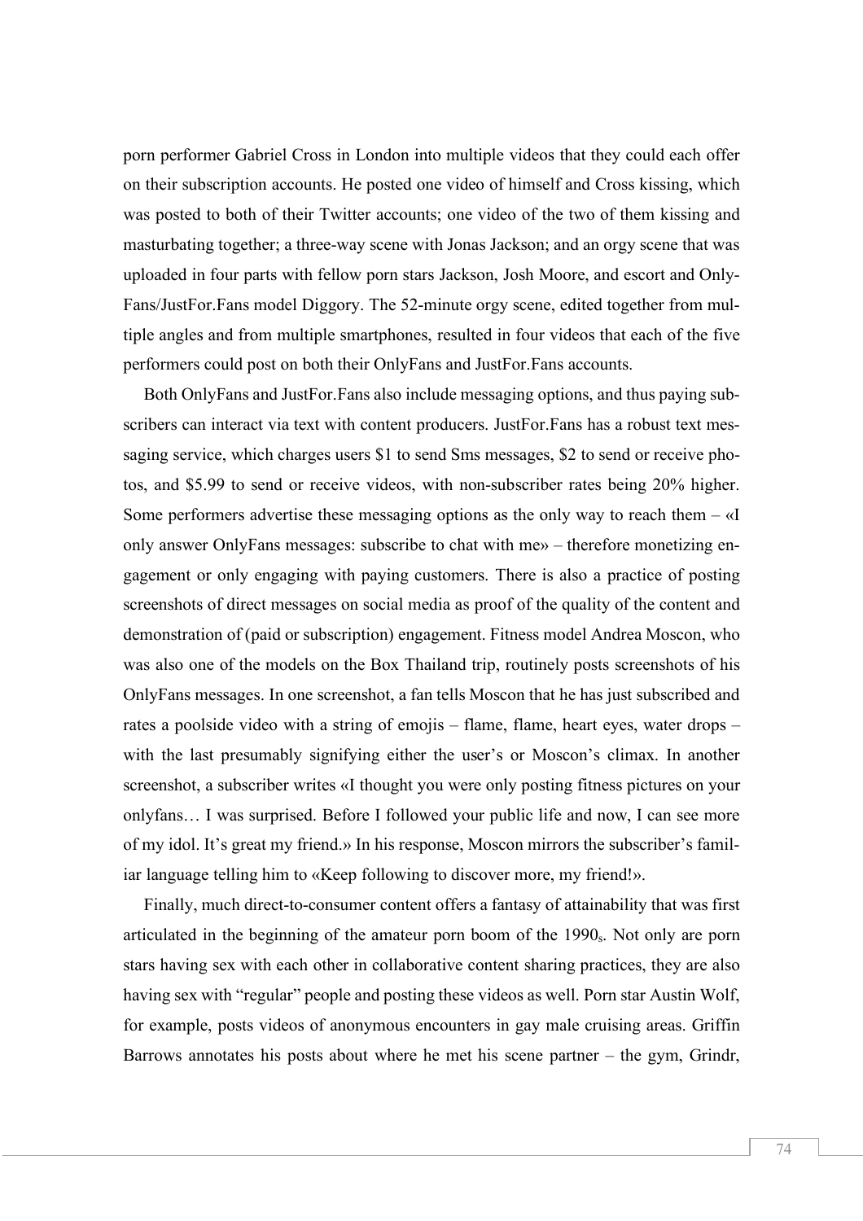porn performer Gabriel Cross in London into multiple videos that they could each offer on their subscription accounts. He posted one video of himself and Cross kissing, which was posted to both of their Twitter accounts; one video of the two of them kissing and masturbating together; a three-way scene with Jonas Jackson; and an orgy scene that was uploaded in four parts with fellow porn stars Jackson, Josh Moore, and escort and OnlyFans/JustFor.Fans model Diggory. The 52-minute orgy scene, edited together from multiple angles and from multiple smartphones, resulted in four videos that each of the five performers could post on both their OnlyFans and JustFor.Fans accounts.

Both OnlyFans and JustFor.Fans also include messaging options, and thus paying subscribers can interact via text with content producers. JustFor.Fans has a robust text messaging service, which charges users $1 to send Sms messages, $2 to send or receive photos, and $5.99 to send or receive videos, with non-subscriber rates being 20% higher. Some performers advertise these messaging options as the only way to reach them – «I only answer OnlyFans messages: subscribe to chat with me» – therefore monetizing engagement or only engaging with paying customers. There is also a practice of posting screenshots of direct messages on social media as proof of the quality of the content and demonstration of (paid or subscription) engagement. Fitness model Andrea Moscon, who was also one of the models on the Box Thailand trip, routinely posts screenshots of his OnlyFans messages. In one screenshot, a fan tells Moscon that he has just subscribed and rates a poolside video with a string of emojis – flame, flame, heart eyes, water drops – with the last presumably signifying either the user's or Moscon's climax. In another screenshot, a subscriber writes «I thought you were only posting fitness pictures on your onlyfans… I was surprised. Before I followed your public life and now, I can see more of my idol. It's great my friend.» In his response, Moscon mirrors the subscriber's familiar language telling him to «Keep following to discover more, my friend!».

Finally, much direct-to-consumer content offers a fantasy of attainability that was first articulated in the beginning of the amateur porn boom of the 1990s. Not only are porn stars having sex with each other in collaborative content sharing practices, they are also having sex with "regular" people and posting these videos as well. Porn star Austin Wolf, for example, posts videos of anonymous encounters in gay male cruising areas. Griffin Barrows annotates his posts about where he met his scene partner – the gym, Grindr,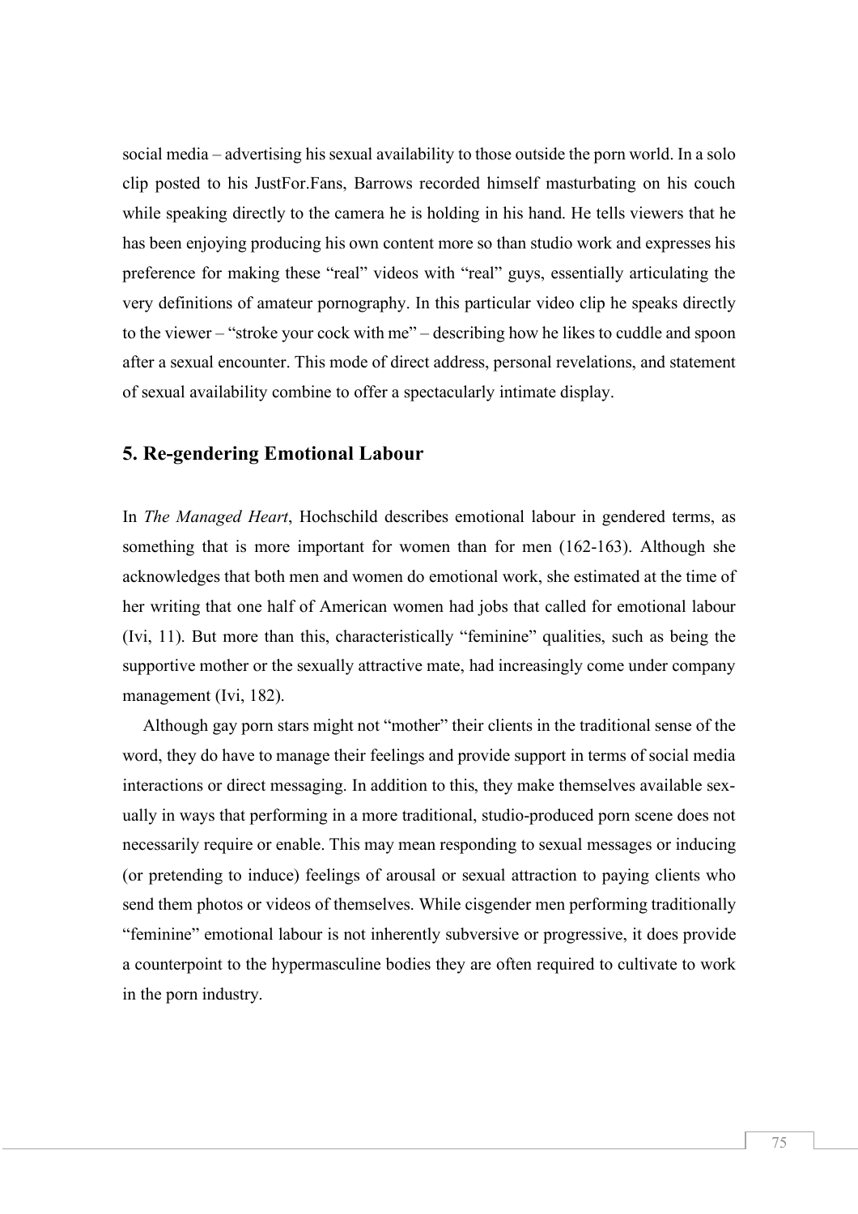social media – advertising his sexual availability to those outside the porn world. In a solo clip posted to his JustFor.Fans, Barrows recorded himself masturbating on his couch while speaking directly to the camera he is holding in his hand. He tells viewers that he has been enjoying producing his own content more so than studio work and expresses his preference for making these "real" videos with "real" guys, essentially articulating the very definitions of amateur pornography. In this particular video clip he speaks directly to the viewer – "stroke your cock with me" – describing how he likes to cuddle and spoon after a sexual encounter. This mode of direct address, personal revelations, and statement of sexual availability combine to offer a spectacularly intimate display.

## 5. Re-gendering Emotional Labour

In *The Managed Heart*, Hochschild describes emotional labour in gendered terms, as something that is more important for women than for men (162-163). Although she acknowledges that both men and women do emotional work, she estimated at the time of her writing that one half of American women had jobs that called for emotional labour (Ivi, 11). But more than this, characteristically "feminine" qualities, such as being the supportive mother or the sexually attractive mate, had increasingly come under company management (Ivi, 182).

Although gay porn stars might not "mother" their clients in the traditional sense of the word, they do have to manage their feelings and provide support in terms of social media interactions or direct messaging. In addition to this, they make themselves available sexually in ways that performing in a more traditional, studio-produced porn scene does not necessarily require or enable. This may mean responding to sexual messages or inducing (or pretending to induce) feelings of arousal or sexual attraction to paying clients who send them photos or videos of themselves. While cisgender men performing traditionally "feminine" emotional labour is not inherently subversive or progressive, it does provide a counterpoint to the hypermasculine bodies they are often required to cultivate to work in the porn industry.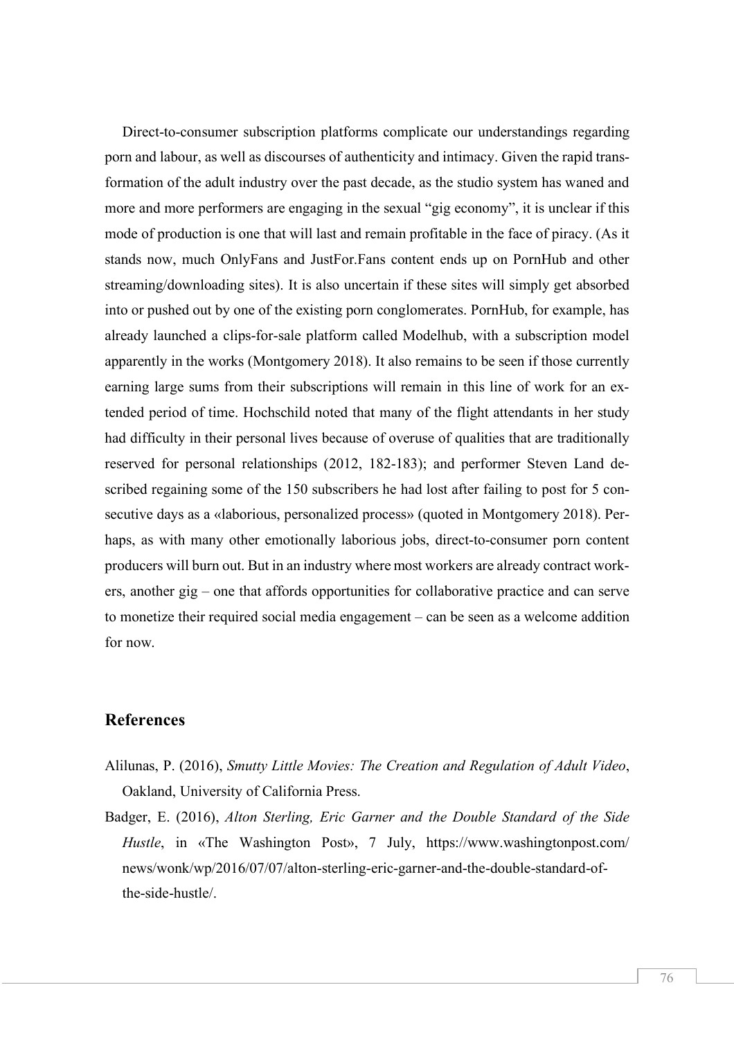Direct-to-consumer subscription platforms complicate our understandings regarding porn and labour, as well as discourses of authenticity and intimacy. Given the rapid transformation of the adult industry over the past decade, as the studio system has waned and more and more performers are engaging in the sexual "gig economy", it is unclear if this mode of production is one that will last and remain profitable in the face of piracy. (As it stands now, much OnlyFans and JustFor.Fans content ends up on PornHub and other streaming/downloading sites). It is also uncertain if these sites will simply get absorbed into or pushed out by one of the existing porn conglomerates. PornHub, for example, has already launched a clips-for-sale platform called Modelhub, with a subscription model apparently in the works (Montgomery 2018). It also remains to be seen if those currently earning large sums from their subscriptions will remain in this line of work for an extended period of time. Hochschild noted that many of the flight attendants in her study had difficulty in their personal lives because of overuse of qualities that are traditionally reserved for personal relationships (2012, 182-183); and performer Steven Land described regaining some of the 150 subscribers he had lost after failing to post for 5 consecutive days as a «laborious, personalized process» (quoted in Montgomery 2018). Perhaps, as with many other emotionally laborious jobs, direct-to-consumer porn content producers will burn out. But in an industry where most workers are already contract workers, another gig – one that affords opportunities for collaborative practice and can serve to monetize their required social media engagement – can be seen as a welcome addition for now.

## References

Alilunas, P. (2016), *Smutty Little Movies: The Creation and Regulation of Adult Video*, Oakland, University of California Press.

Badger, E. (2016), *Alton Sterling, Eric Garner and the Double Standard of the Side Hustle*, in «The Washington Post», 7 July, https://www.washingtonpost.com/news/wonk/wp/2016/07/07/alton-sterling-eric-garner-and-the-double-standard-of-the-side-hustle/.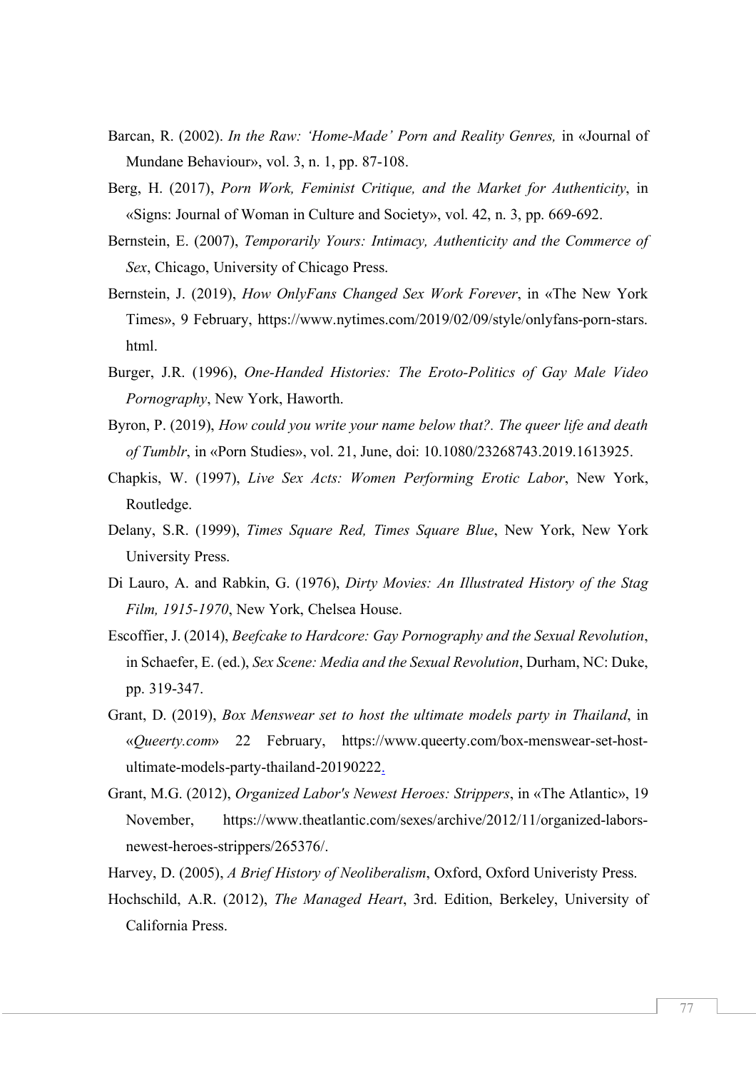Barcan, R. (2002). *In the Raw: 'Home-Made' Porn and Reality Genres,* in «Journal of Mundane Behaviour», vol. 3, n. 1, pp. 87-108.

Berg, H. (2017), *Porn Work, Feminist Critique, and the Market for Authenticity*, in «Signs: Journal of Woman in Culture and Society», vol. 42, n. 3, pp. 669-692.

Bernstein, E. (2007), *Temporarily Yours: Intimacy, Authenticity and the Commerce of Sex*, Chicago, University of Chicago Press.

Bernstein, J. (2019), *How OnlyFans Changed Sex Work Forever*, in «The New York Times», 9 February, https://www.nytimes.com/2019/02/09/style/onlyfans-porn-stars.html.

Burger, J.R. (1996), *One-Handed Histories: The Eroto-Politics of Gay Male Video Pornography*, New York, Haworth.

Byron, P. (2019), *How could you write your name below that?. The queer life and death of Tumblr*, in «Porn Studies», vol. 21, June, doi: 10.1080/23268743.2019.1613925.

Chapkis, W. (1997), *Live Sex Acts: Women Performing Erotic Labor*, New York, Routledge.

Delany, S.R. (1999), *Times Square Red, Times Square Blue*, New York, New York University Press.

Di Lauro, A. and Rabkin, G. (1976), *Dirty Movies: An Illustrated History of the Stag Film, 1915-1970*, New York, Chelsea House.

Escoffier, J. (2014), *Beefcake to Hardcore: Gay Pornography and the Sexual Revolution*, in Schaefer, E. (ed.), *Sex Scene: Media and the Sexual Revolution*, Durham, NC: Duke, pp. 319-347.

Grant, D. (2019), *Box Menswear set to host the ultimate models party in Thailand*, in «*Queerty.com*» 22 February, https://www.queerty.com/box-menswear-set-host-ultimate-models-party-thailand-20190222.

Grant, M.G. (2012), *Organized Labor's Newest Heroes: Strippers*, in «The Atlantic», 19 November, https://www.theatlantic.com/sexes/archive/2012/11/organized-labors-newest-heroes-strippers/265376/.

Harvey, D. (2005), *A Brief History of Neoliberalism*, Oxford, Oxford Univeristy Press.

Hochschild, A.R. (2012), *The Managed Heart*, 3rd. Edition, Berkeley, University of California Press.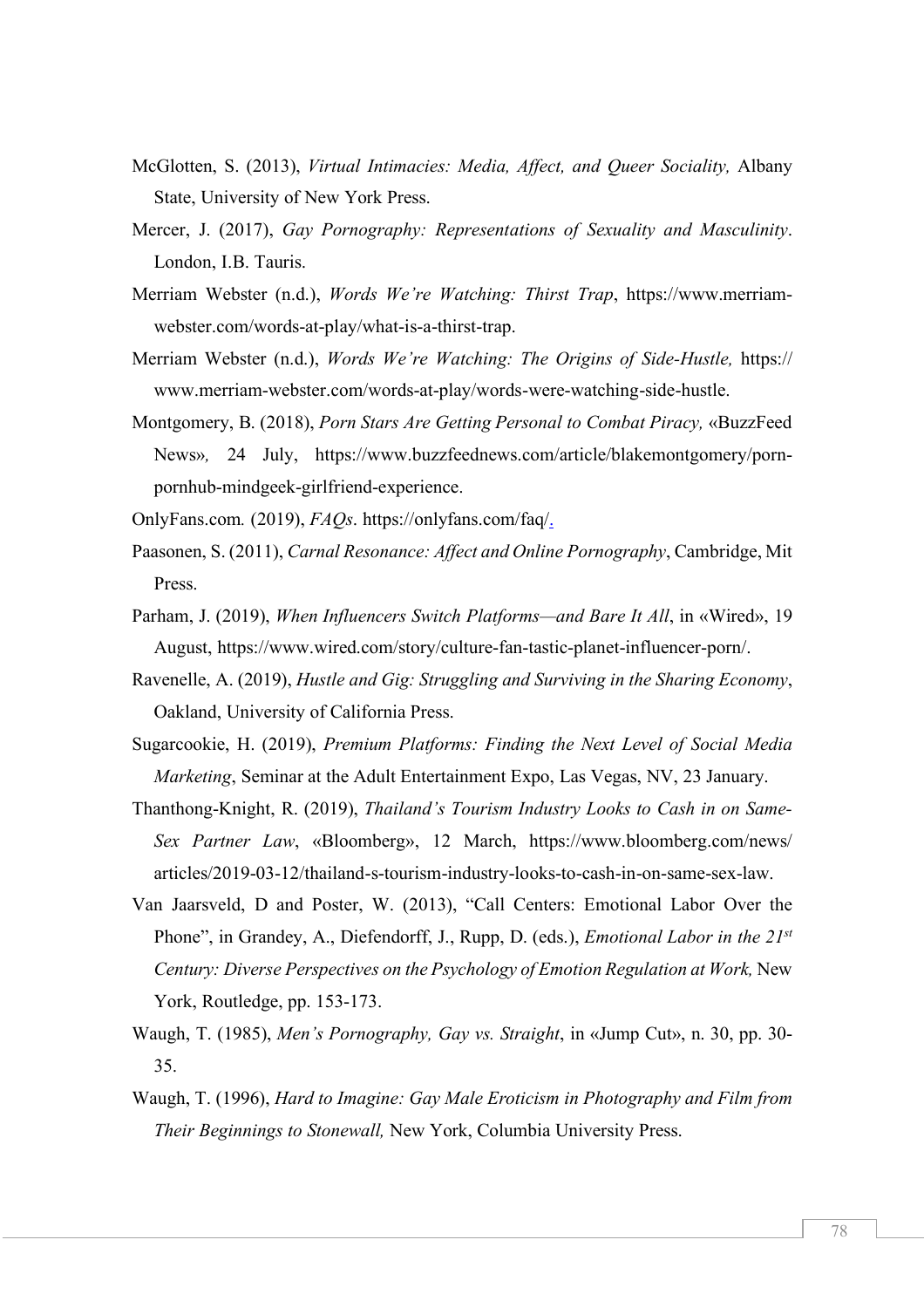McGlotten, S. (2013), *Virtual Intimacies: Media, Affect, and Queer Sociality,* Albany State, University of New York Press.

Mercer, J. (2017), *Gay Pornography: Representations of Sexuality and Masculinity*. London, I.B. Tauris.

Merriam Webster (n.d.), *Words We're Watching: Thirst Trap*, https://www.merriam-webster.com/words-at-play/what-is-a-thirst-trap.

Merriam Webster (n.d.), *Words We're Watching: The Origins of Side-Hustle,* https://www.merriam-webster.com/words-at-play/words-were-watching-side-hustle.

Montgomery, B. (2018), *Porn Stars Are Getting Personal to Combat Piracy,* «BuzzFeed News», 24 July, https://www.buzzfeednews.com/article/blakemontgomery/porn-pornhub-mindgeek-girlfriend-experience.

OnlyFans.com. (2019), *FAQs*. https://onlyfans.com/faq/.

Paasonen, S. (2011), *Carnal Resonance: Affect and Online Pornography*, Cambridge, Mit Press.

Parham, J. (2019), *When Influencers Switch Platforms—and Bare It All*, in «Wired», 19 August, https://www.wired.com/story/culture-fan-tastic-planet-influencer-porn/.

Ravenelle, A. (2019), *Hustle and Gig: Struggling and Surviving in the Sharing Economy*, Oakland, University of California Press.

Sugarcookie, H. (2019), *Premium Platforms: Finding the Next Level of Social Media Marketing*, Seminar at the Adult Entertainment Expo, Las Vegas, NV, 23 January.

Thanthong-Knight, R. (2019), *Thailand's Tourism Industry Looks to Cash in on Same-Sex Partner Law*, «Bloomberg», 12 March, https://www.bloomberg.com/news/articles/2019-03-12/thailand-s-tourism-industry-looks-to-cash-in-on-same-sex-law.

Van Jaarsveld, D and Poster, W. (2013), "Call Centers: Emotional Labor Over the Phone", in Grandey, A., Diefendorff, J., Rupp, D. (eds.), *Emotional Labor in the 21st Century: Diverse Perspectives on the Psychology of Emotion Regulation at Work,* New York, Routledge, pp. 153-173.

Waugh, T. (1985), *Men's Pornography, Gay vs. Straight*, in «Jump Cut», n. 30, pp. 30-35.

Waugh, T. (1996), *Hard to Imagine: Gay Male Eroticism in Photography and Film from Their Beginnings to Stonewall,* New York, Columbia University Press.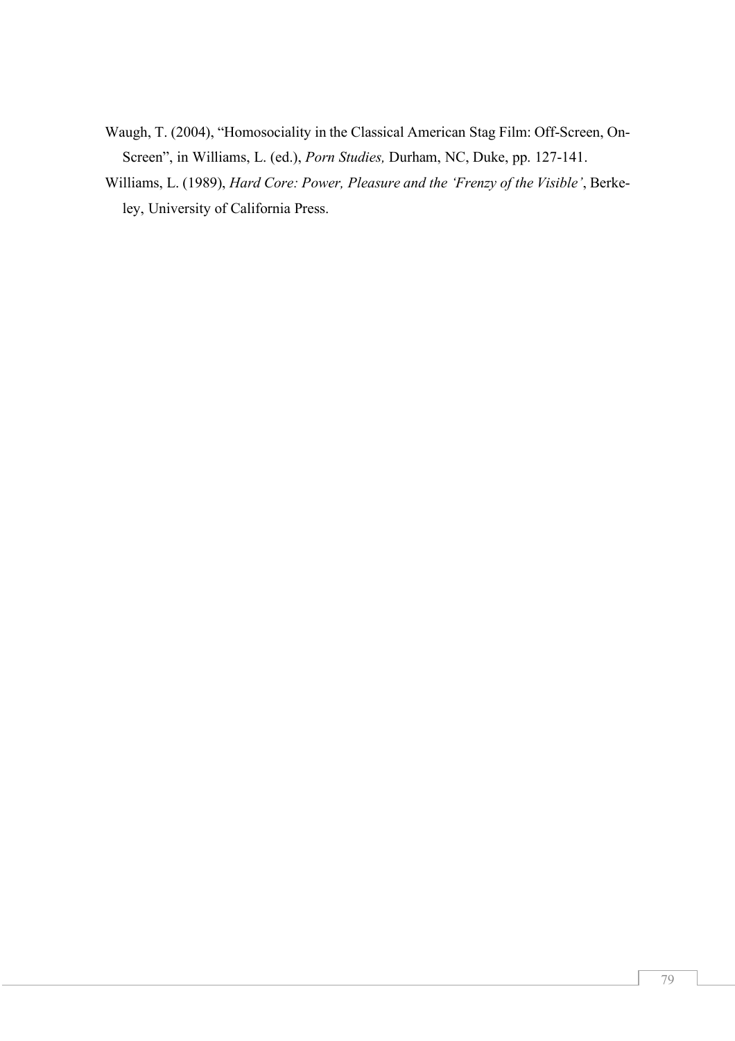Waugh, T. (2004), "Homosociality in the Classical American Stag Film: Off-Screen, On-Screen", in Williams, L. (ed.), *Porn Studies,* Durham, NC, Duke, pp. 127-141.

Williams, L. (1989), *Hard Core: Power, Pleasure and the 'Frenzy of the Visible'*, Berkeley, University of California Press.